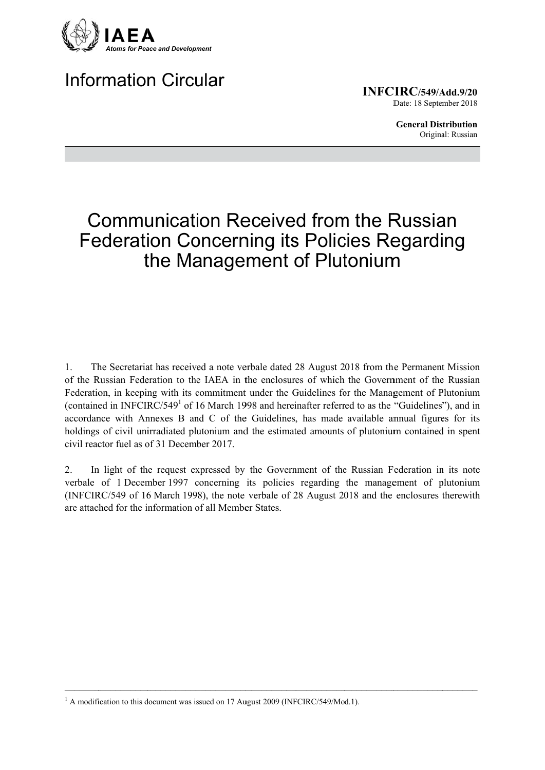IAEA

*Atoms for Peace and Development*

# Information Circular

**INFCIRC/549/Add.9/20**
Date: 18 September 2018

**General Distribution**
Original: Russian

# Communication Received from the Russian Federation Concerning its Policies Regarding the Management of Plutonium

1. The Secretariat has received a note verbale dated 28 August 2018 from the Permanent Mission of the Russian Federation to the IAEA in the enclosures of which the Government of the Russian Federation, in keeping with its commitment under the Guidelines for the Management of Plutonium (contained in INFCIRC/549[1] of 16 March 1998 and hereinafter referred to as the "Guidelines"), and in accordance with Annexes B and C of the Guidelines, has made available annual figures for its holdings of civil unirradiated plutonium and the estimated amounts of plutonium contained in spent civil reactor fuel as of 31 December 2017.

2. In light of the request expressed by the Government of the Russian Federation in its note verbale of 1 December 1997 concerning its policies regarding the management of plutonium (INFCIRC/549 of 16 March 1998), the note verbale of 28 August 2018 and the enclosures therewith are attached for the information of all Member States.

---

[1] A modification to this document was issued on 17 August 2009 (INFCIRC/549/Mod.1).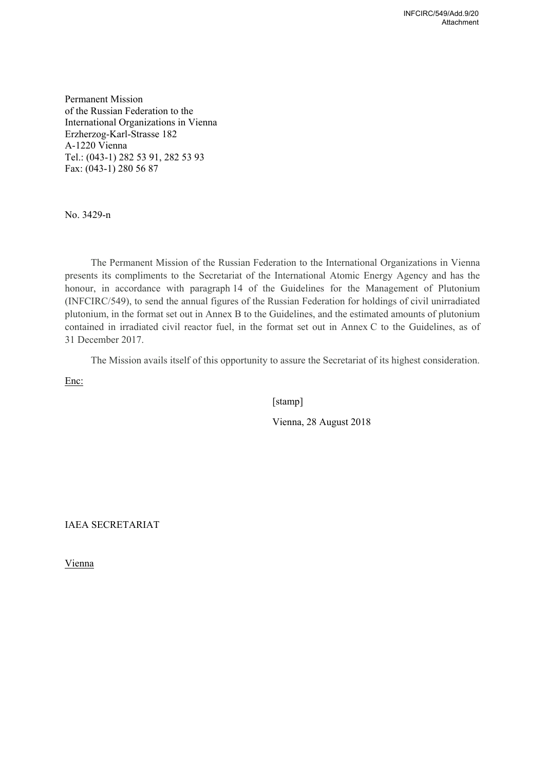Permanent Mission
of the Russian Federation to the
International Organizations in Vienna
Erzherzog-Karl-Strasse 182
A-1220 Vienna
Tel.: (043-1) 282 53 91, 282 53 93
Fax: (043-1) 280 56 87

No. 3429-n

The Permanent Mission of the Russian Federation to the International Organizations in Vienna presents its compliments to the Secretariat of the International Atomic Energy Agency and has the honour, in accordance with paragraph 14 of the Guidelines for the Management of Plutonium (INFCIRC/549), to send the annual figures of the Russian Federation for holdings of civil unirradiated plutonium, in the format set out in Annex B to the Guidelines, and the estimated amounts of plutonium contained in irradiated civil reactor fuel, in the format set out in Annex C to the Guidelines, as of 31 December 2017.

The Mission avails itself of this opportunity to assure the Secretariat of its highest consideration.

Enc:

[stamp]

Vienna, 28 August 2018

IAEA SECRETARIAT

Vienna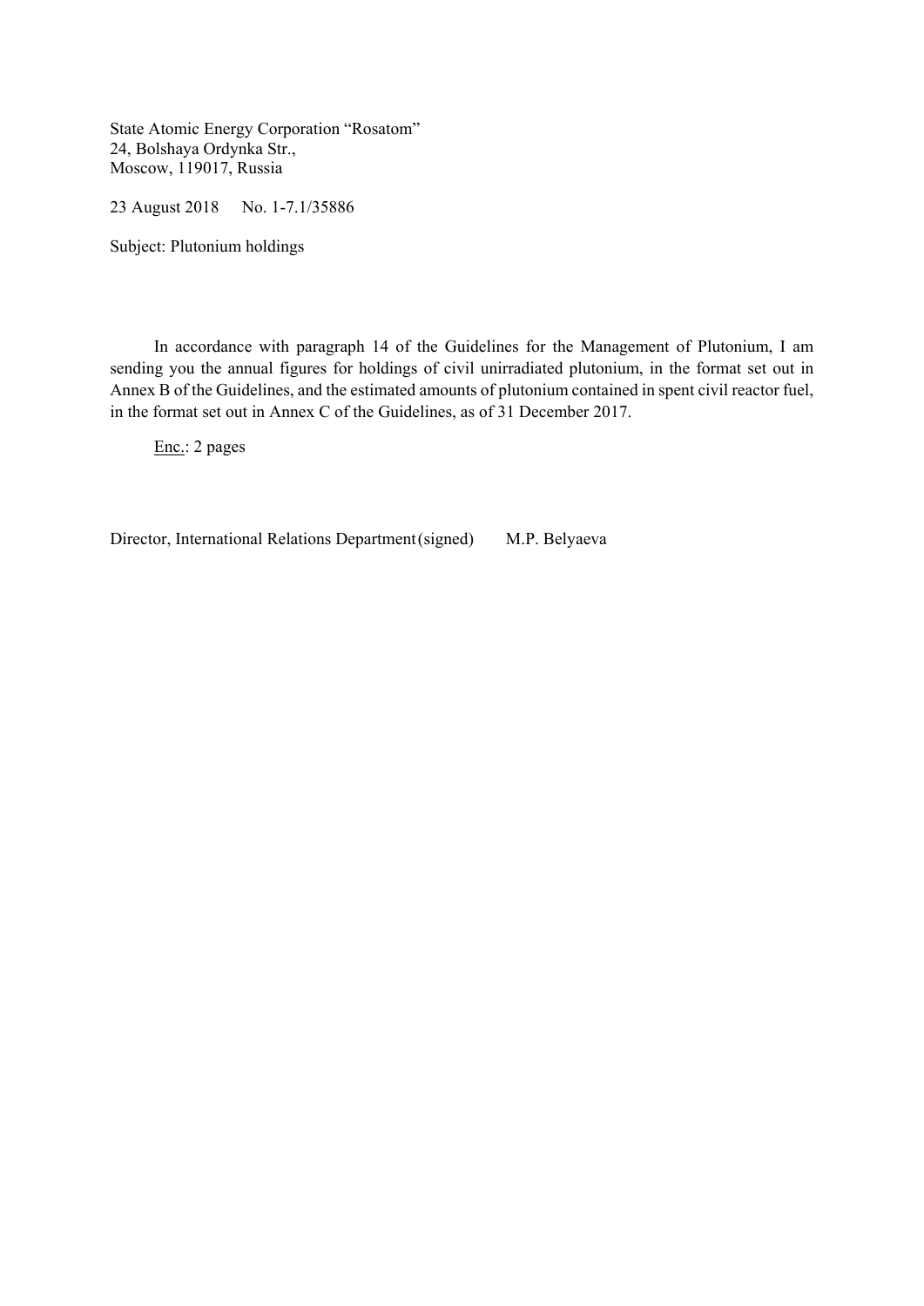State Atomic Energy Corporation “Rosatom”
24, Bolshaya Ordynka Str.,
Moscow, 119017, Russia

23 August 2018  No. 1-7.1/35886

Subject: Plutonium holdings

In accordance with paragraph 14 of the Guidelines for the Management of Plutonium, I am sending you the annual figures for holdings of civil unirradiated plutonium, in the format set out in Annex B of the Guidelines, and the estimated amounts of plutonium contained in spent civil reactor fuel, in the format set out in Annex C of the Guidelines, as of 31 December 2017.

Enc.: 2 pages

Director, International Relations Department (signed)  M.P. Belyaeva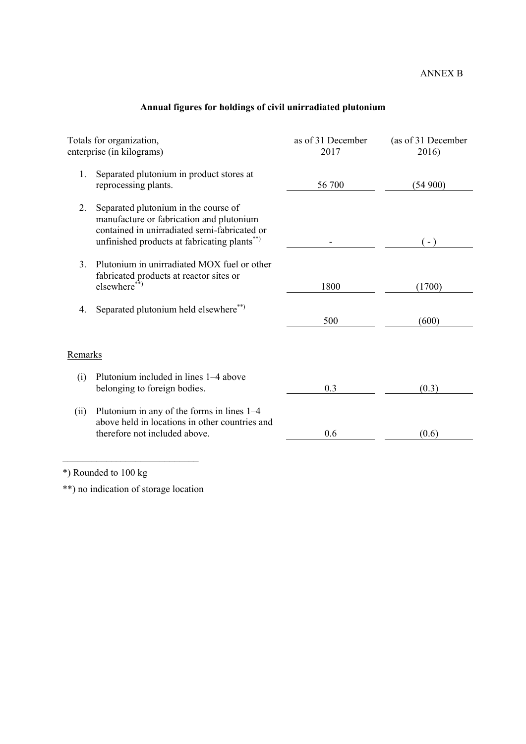ANNEX B

**Annual figures for holdings of civil unirradiated plutonium**

| Totals for organization, enterprise (in kilograms) | as of 31 December 2017 | (as of 31 December 2016) |
|---|---|---|
| 1. Separated plutonium in product stores at reprocessing plants. | 56 700 | (54 900) |
| 2. Separated plutonium in the course of manufacture or fabrication and plutonium contained in unirradiated semi-fabricated or unfinished products at fabricating plants**) | - | ( - ) |
| 3. Plutonium in unirradiated MOX fuel or other fabricated products at reactor sites or elsewhere**) | 1800 | (1700) |
| 4. Separated plutonium held elsewhere**) | 500 | (600) |

<u>Remarks</u>

| | | |
|---|---|---|
| (i) Plutonium included in lines 1–4 above belonging to foreign bodies. | 0.3 | (0.3) |
| (ii) Plutonium in any of the forms in lines 1–4 above held in locations in other countries and therefore not included above. | 0.6 | (0.6) |

---

*) Rounded to 100 kg

**) no indication of storage location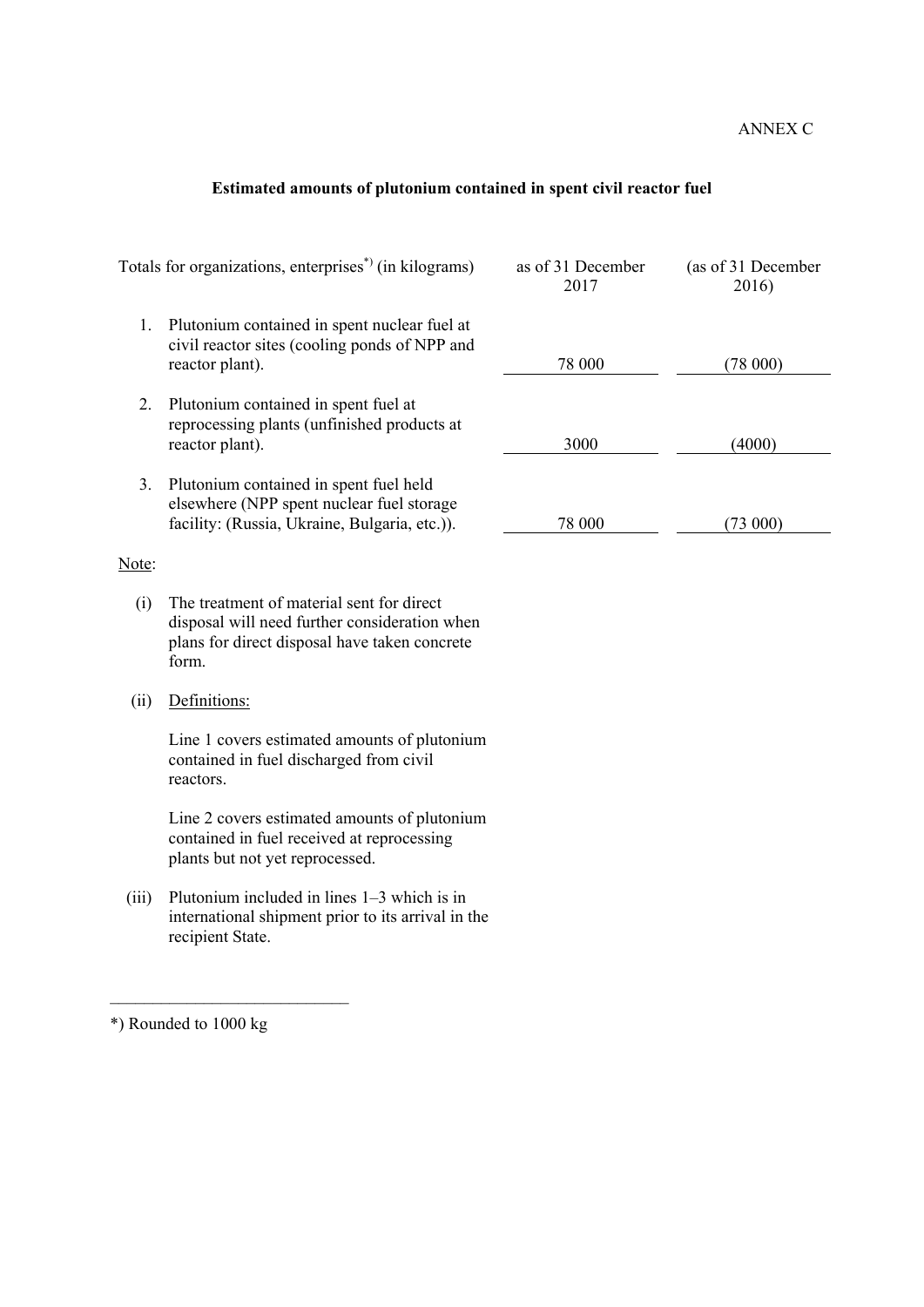ANNEX C

**Estimated amounts of plutonium contained in spent civil reactor fuel**

| Totals for organizations, enterprises[*)] (in kilograms) | as of 31 December 2017 | (as of 31 December 2016) |
|---|---|---|
| 1. Plutonium contained in spent nuclear fuel at civil reactor sites (cooling ponds of NPP and reactor plant). | 78 000 | (78 000) |
| 2. Plutonium contained in spent fuel at reprocessing plants (unfinished products at reactor plant). | 3000 | (4000) |
| 3. Plutonium contained in spent fuel held elsewhere (NPP spent nuclear fuel storage facility: (Russia, Ukraine, Bulgaria, etc.)). | 78 000 | (73 000) |

Note:

(i) The treatment of material sent for direct disposal will need further consideration when plans for direct disposal have taken concrete form.

(ii) Definitions:

Line 1 covers estimated amounts of plutonium contained in fuel discharged from civil reactors.

Line 2 covers estimated amounts of plutonium contained in fuel received at reprocessing plants but not yet reprocessed.

(iii) Plutonium included in lines 1–3 which is in international shipment prior to its arrival in the recipient State.

---

*) Rounded to 1000 kg